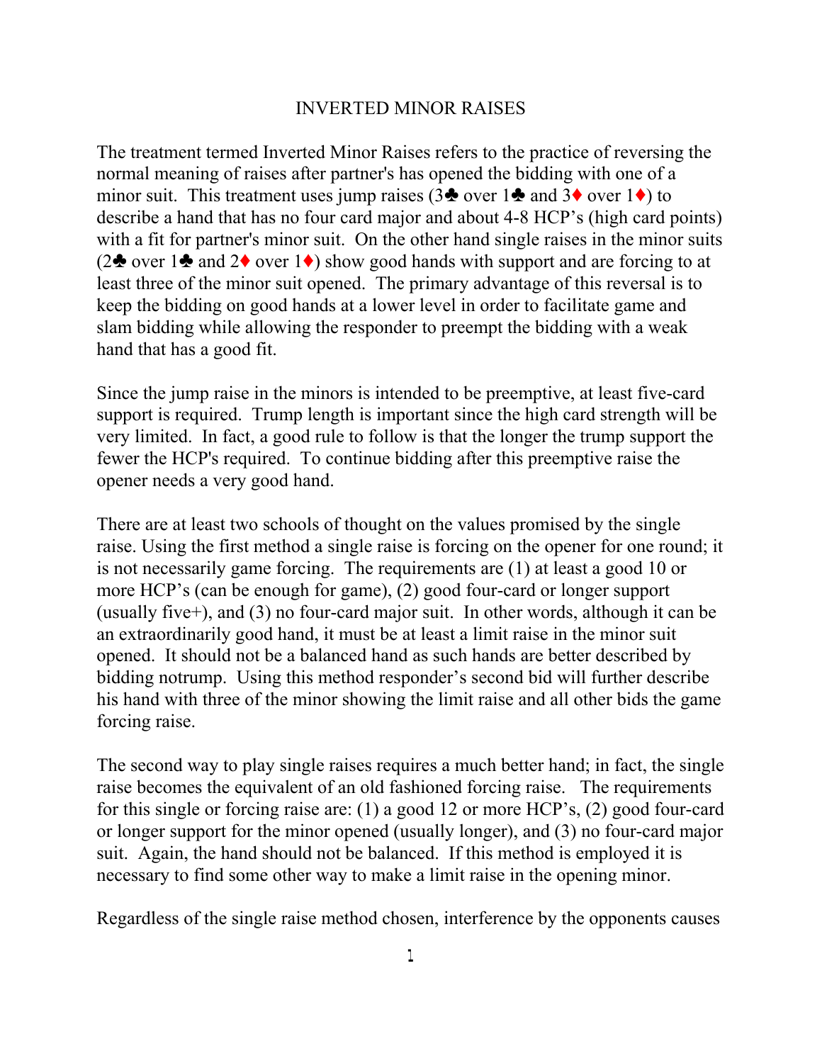# INVERTED MINOR RAISES

The treatment termed Inverted Minor Raises refers to the practice of reversing the normal meaning of raises after partner's has opened the bidding with one of a minor suit. This treatment uses jump raises (3♣ over 1♣ and 3♦ over 1♦) to describe a hand that has no four card major and about 4-8 HCP's (high card points) with a fit for partner's minor suit. On the other hand single raises in the minor suits (2♣ over 1♣ and 2♦ over 1♦) show good hands with support and are forcing to at least three of the minor suit opened. The primary advantage of this reversal is to keep the bidding on good hands at a lower level in order to facilitate game and slam bidding while allowing the responder to preempt the bidding with a weak hand that has a good fit.

Since the jump raise in the minors is intended to be preemptive, at least five-card support is required. Trump length is important since the high card strength will be very limited. In fact, a good rule to follow is that the longer the trump support the fewer the HCP's required. To continue bidding after this preemptive raise the opener needs a very good hand.

There are at least two schools of thought on the values promised by the single raise. Using the first method a single raise is forcing on the opener for one round; it is not necessarily game forcing. The requirements are (1) at least a good 10 or more HCP's (can be enough for game), (2) good four-card or longer support (usually five+), and (3) no four-card major suit. In other words, although it can be an extraordinarily good hand, it must be at least a limit raise in the minor suit opened. It should not be a balanced hand as such hands are better described by bidding notrump. Using this method responder's second bid will further describe his hand with three of the minor showing the limit raise and all other bids the game forcing raise.

The second way to play single raises requires a much better hand; in fact, the single raise becomes the equivalent of an old fashioned forcing raise. The requirements for this single or forcing raise are: (1) a good 12 or more HCP's, (2) good four-card or longer support for the minor opened (usually longer), and (3) no four-card major suit. Again, the hand should not be balanced. If this method is employed it is necessary to find some other way to make a limit raise in the opening minor.

Regardless of the single raise method chosen, interference by the opponents causes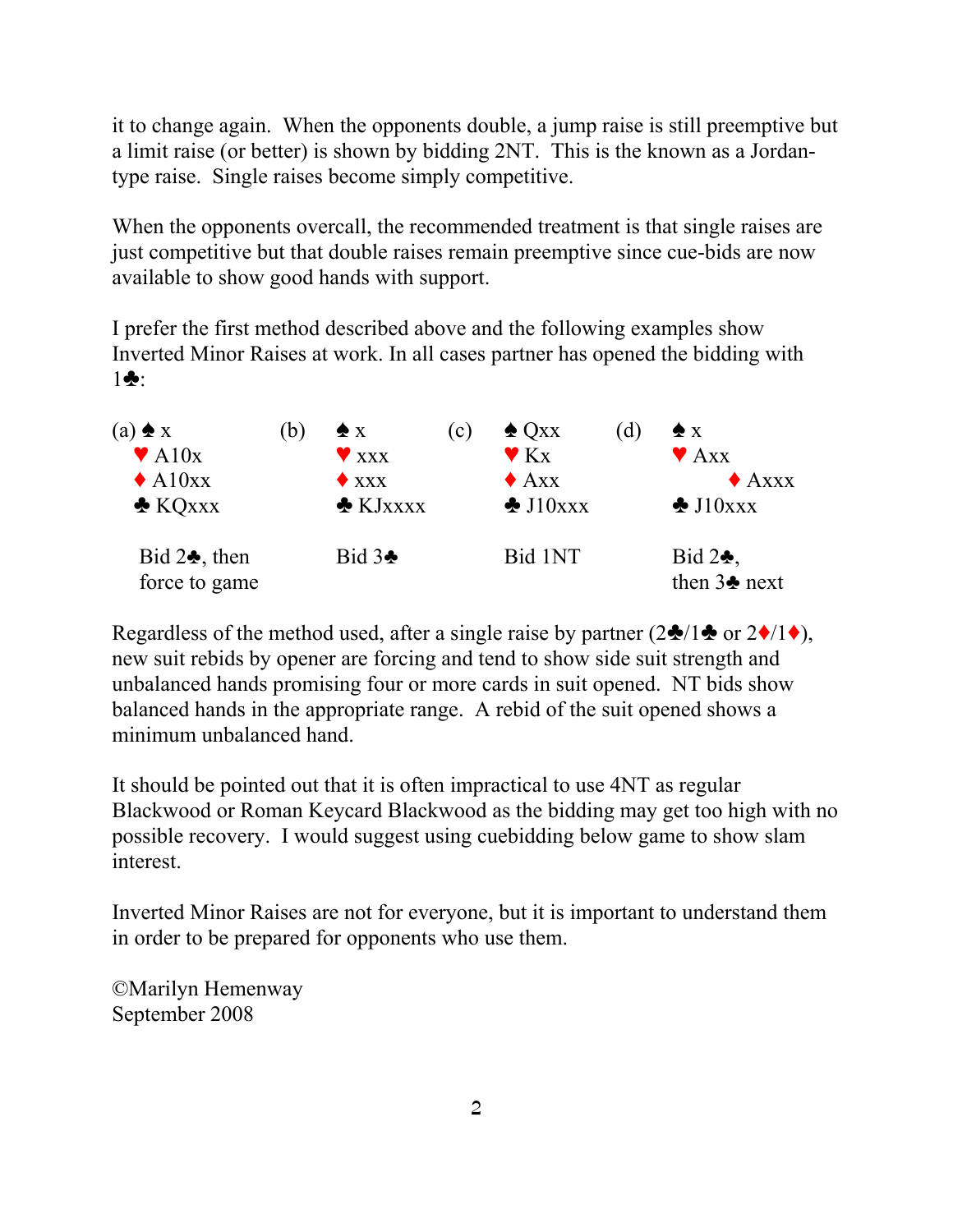it to change again. When the opponents double, a jump raise is still preemptive but a limit raise (or better) is shown by bidding 2NT. This is the known as a Jordan-type raise. Single raises become simply competitive.

When the opponents overcall, the recommended treatment is that single raises are just competitive but that double raises remain preemptive since cue-bids are now available to show good hands with support.

I prefer the first method described above and the following examples show Inverted Minor Raises at work. In all cases partner has opened the bidding with 1♣:

| (a) | (b) | (c) | (d) |
|---|---|---|---|
| ♠ x | ♠ x | ♠ Qxx | ♠ x |
| ♥ A10x | ♥ xxx | ♥ Kx | ♥ Axx |
| ♦ A10xx | ♦ xxx | ♦ Axx | ♦ Axxx |
| ♣ KQxxx | ♣ KJxxxx | ♣ J10xxx | ♣ J10xxx |
| Bid 2♣, then force to game | Bid 3♣ | Bid 1NT | Bid 2♣, then 3♣ next |

Regardless of the method used, after a single raise by partner (2♣/1♣ or 2♦/1♦), new suit rebids by opener are forcing and tend to show side suit strength and unbalanced hands promising four or more cards in suit opened. NT bids show balanced hands in the appropriate range. A rebid of the suit opened shows a minimum unbalanced hand.

It should be pointed out that it is often impractical to use 4NT as regular Blackwood or Roman Keycard Blackwood as the bidding may get too high with no possible recovery. I would suggest using cuebidding below game to show slam interest.

Inverted Minor Raises are not for everyone, but it is important to understand them in order to be prepared for opponents who use them.

©Marilyn Hemenway
September 2008